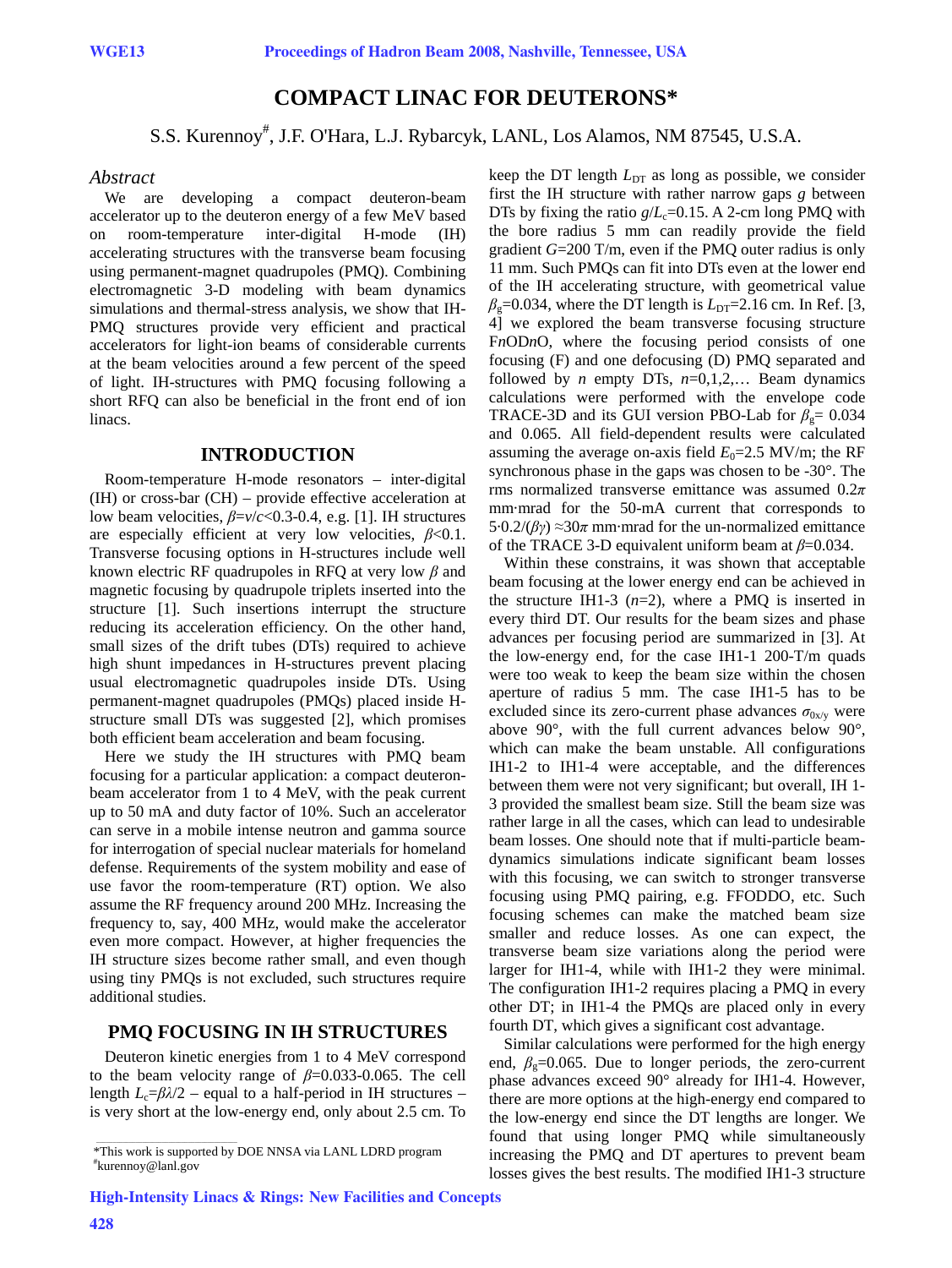# COMPACT LINAC FOR DEUTERONS*

S.S. Kurennoy#, J.F. O'Hara, L.J. Rybarcyk, LANL, Los Alamos, NM 87545, U.S.A.

## *Abstract*

We are developing a compact deuteron-beam accelerator up to the deuteron energy of a few MeV based on room-temperature inter-digital H-mode (IH) accelerating structures with the transverse beam focusing using permanent-magnet quadrupoles (PMQ). Combining electromagnetic 3-D modeling with beam dynamics simulations and thermal-stress analysis, we show that IH-PMQ structures provide very efficient and practical accelerators for light-ion beams of considerable currents at the beam velocities around a few percent of the speed of light. IH-structures with PMQ focusing following a short RFQ can also be beneficial in the front end of ion linacs.

## INTRODUCTION

Room-temperature H-mode resonators – inter-digital (IH) or cross-bar (CH) – provide effective acceleration at low beam velocities, $\beta=v/c<0.3$-$0.4$, e.g. [1]. IH structures are especially efficient at very low velocities, $\beta<0.1$. Transverse focusing options in H-structures include well known electric RF quadrupoles in RFQ at very low $\beta$ and magnetic focusing by quadrupole triplets inserted into the structure [1]. Such insertions interrupt the structure reducing its acceleration efficiency. On the other hand, small sizes of the drift tubes (DTs) required to achieve high shunt impedances in H-structures prevent placing usual electromagnetic quadrupoles inside DTs. Using permanent-magnet quadrupoles (PMQs) placed inside H-structure small DTs was suggested [2], which promises both efficient beam acceleration and beam focusing.

Here we study the IH structures with PMQ beam focusing for a particular application: a compact deuteron-beam accelerator from 1 to 4 MeV, with the peak current up to 50 mA and duty factor of 10%. Such an accelerator can serve in a mobile intense neutron and gamma source for interrogation of special nuclear materials for homeland defense. Requirements of the system mobility and ease of use favor the room-temperature (RT) option. We also assume the RF frequency around 200 MHz. Increasing the frequency to, say, 400 MHz, would make the accelerator even more compact. However, at higher frequencies the IH structure sizes become rather small, and even though using tiny PMQs is not excluded, such structures require additional studies.

## PMQ FOCUSING IN IH STRUCTURES

Deuteron kinetic energies from 1 to 4 MeV correspond to the beam velocity range of $\beta=0.033$-$0.065$. The cell length $L_c=\beta\lambda/2$ – equal to a half-period in IH structures – is very short at the low-energy end, only about 2.5 cm. To keep the DT length $L_{DT}$ as long as possible, we consider first the IH structure with rather narrow gaps $g$ between DTs by fixing the ratio $g/L_c=0.15$. A 2-cm long PMQ with the bore radius 5 mm can readily provide the field gradient $G=200$ T/m, even if the PMQ outer radius is only 11 mm. Such PMQs can fit into DTs even at the lower end of the IH accelerating structure, with geometrical value $\beta_g=0.034$, where the DT length is $L_{DT}=2.16$ cm. In Ref. [3, 4] we explored the beam transverse focusing structure F*n*OD*n*O, where the focusing period consists of one focusing (F) and one defocusing (D) PMQ separated and followed by *n* empty DTs, *n*=0,1,2,… Beam dynamics calculations were performed with the envelope code TRACE-3D and its GUI version PBO-Lab for $\beta_g=0.034$ and 0.065. All field-dependent results were calculated assuming the average on-axis field $E_0=2.5$ MV/m; the RF synchronous phase in the gaps was chosen to be -30°. The rms normalized transverse emittance was assumed $0.2\pi$ mm·mrad for the 50-mA current that corresponds to $5\cdot0.2/(\beta\gamma)\approx30\pi$ mm·mrad for the un-normalized emittance of the TRACE 3-D equivalent uniform beam at $\beta=0.034$.

Within these constrains, it was shown that acceptable beam focusing at the lower energy end can be achieved in the structure IH1-3 ($n=2$), where a PMQ is inserted in every third DT. Our results for the beam sizes and phase advances per focusing period are summarized in [3]. At the low-energy end, for the case IH1-1 200-T/m quads were too weak to keep the beam size within the chosen aperture of radius 5 mm. The case IH1-5 has to be excluded since its zero-current phase advances $\sigma_{0x/y}$ were above 90°, with the full current advances below 90°, which can make the beam unstable. All configurations IH1-2 to IH1-4 were acceptable, and the differences between them were not very significant; but overall, IH 1-3 provided the smallest beam size. Still the beam size was rather large in all the cases, which can lead to undesirable beam losses. One should note that if multi-particle beam-dynamics simulations indicate significant beam losses with this focusing, we can switch to stronger transverse focusing using PMQ pairing, e.g. FFODDO, etc. Such focusing schemes can make the matched beam size smaller and reduce losses. As one can expect, the transverse beam size variations along the focusing period were larger for IH1-4, while with IH1-2 they were minimal. The configuration IH1-2 requires placing a PMQ in every other DT; in IH1-4 the PMQs are placed only in every fourth DT, which gives a significant cost advantage.

Similar calculations were performed for the high energy end, $\beta_g=0.065$. Due to longer periods, the zero-current phase advances exceed 90° already for IH1-4. However, there are more options at the high-energy end compared to the low-energy end since the DT lengths are longer. We found that using longer PMQ while simultaneously increasing the PMQ and DT apertures to prevent beam losses gives the best results. The modified IH1-3 structure

*This work is supported by DOE NNSA via LANL LDRD program
#kurennoy@lanl.gov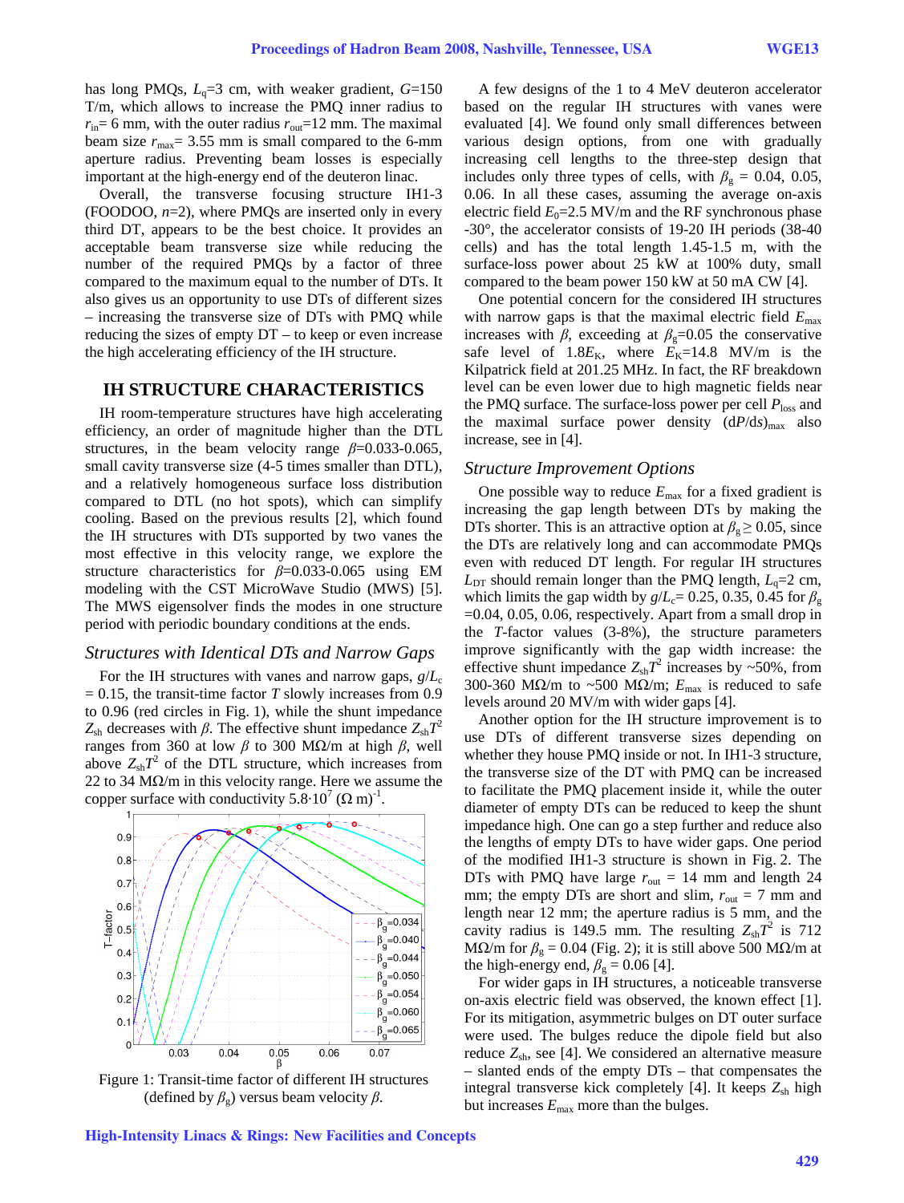has long PMQs, $L_q$=3 cm, with weaker gradient, $G$=150 T/m, which allows to increase the PMQ inner radius to $r_{in}$= 6 mm, with the outer radius $r_{out}$=12 mm. The maximal beam size $r_{max}$= 3.55 mm is small compared to the 6-mm aperture radius. Preventing beam losses is especially important at the high-energy end of the deuteron linac.

Overall, the transverse focusing structure IH1-3 (FOODOO, $n$=2), where PMQs are inserted only in every third DT, appears to be the best choice. It provides an acceptable beam transverse size while reducing the number of the required PMQs by a factor of three compared to the maximum equal to the number of DTs. It also gives us an opportunity to use DTs of different sizes – increasing the transverse size of DTs with PMQ while reducing the sizes of empty DT – to keep or even increase the high accelerating efficiency of the IH structure.

## IH STRUCTURE CHARACTERISTICS

IH room-temperature structures have high accelerating efficiency, an order of magnitude higher than the DTL structures, in the beam velocity range $\beta$=0.033-0.065, small cavity transverse size (4-5 times smaller than DTL), and a relatively homogeneous surface loss distribution compared to DTL (no hot spots), which can simplify cooling. Based on the previous results [2], which found the IH structures with DTs supported by two vanes the most effective in this velocity range, we explore the structure characteristics for $\beta$=0.033-0.065 using EM modeling with the CST MicroWave Studio (MWS) [5]. The MWS eigensolver finds the modes in one structure period with periodic boundary conditions at the ends.

### *Structures with Identical DTs and Narrow Gaps*

For the IH structures with vanes and narrow gaps, $g/L_c$ = 0.15, the transit-time factor $T$ slowly increases from 0.9 to 0.96 (red circles in Fig. 1), while the shunt impedance $Z_{sh}$ decreases with $\beta$. The effective shunt impedance $Z_{sh}T^2$ ranges from 360 at low $\beta$ to 300 MΩ/m at high $\beta$, well above $Z_{sh}T^2$ of the DTL structure, which increases from 22 to 34 MΩ/m in this velocity range. Here we assume the copper surface with conductivity $5.8{\cdot}10^7$ $(\Omega\ \mathrm{m})^{-1}$.

Figure 1: Transit-time factor of different IH structures (defined by $\beta_g$) versus beam velocity $\beta$.

A few designs of the 1 to 4 MeV deuteron accelerator based on the regular IH structures with vanes were evaluated [4]. We found only small differences between various design options, from one with gradually increasing cell lengths to the three-step design that includes only three types of cells, with $\beta_g$ = 0.04, 0.05, 0.06. In all these cases, assuming the average on-axis electric field $E_0$=2.5 MV/m and the RF synchronous phase -30°, the accelerator consists of 19-20 IH periods (38-40 cells) and has the total length 1.45-1.5 m, with the surface-loss power about 25 kW at 100% duty, small compared to the beam power 150 kW at 50 mA CW [4].

One potential concern for the considered IH structures with narrow gaps is that the maximal electric field $E_{max}$ increases with $\beta$, exceeding at $\beta_g$=0.05 the conservative safe level of $1.8E_K$, where $E_K$=14.8 MV/m is the Kilpatrick field at 201.25 MHz. In fact, the RF breakdown level can be even lower due to high magnetic fields near the PMQ surface. The surface-loss power per cell $P_{loss}$ and the maximal surface power density $(dP/ds)_{max}$ also increase, see in [4].

### *Structure Improvement Options*

One possible way to reduce $E_{max}$ for a fixed gradient is increasing the gap length between DTs by making the DTs shorter. This is an attractive option at $\beta_g \geq 0.05$, since the DTs are relatively long and can accommodate PMQs even with reduced DT length. For regular IH structures $L_{DT}$ should remain longer than the PMQ length, $L_q$=2 cm, which limits the gap width by $g/L_c$= 0.25, 0.35, 0.45 for $\beta_g$ =0.04, 0.05, 0.06, respectively. Apart from a small drop in the $T$-factor values (3-8%), the structure parameters improve significantly with the gap width increase: the effective shunt impedance $Z_{sh}T^2$ increases by ~50%, from 300-360 MΩ/m to ~500 MΩ/m; $E_{max}$ is reduced to safe levels around 20 MV/m with wider gaps [4].

Another option for the IH structure improvement is to use DTs of different transverse sizes depending on whether they house PMQ inside or not. In IH1-3 structure, the transverse size of the DT with PMQ can be increased to facilitate the PMQ placement inside it, while the outer diameter of empty DTs can be reduced to keep the shunt impedance high. One can go a step further and reduce also the lengths of empty DTs to have wider gaps. One period of the modified IH1-3 structure is shown in Fig. 2. The DTs with PMQ have large $r_{out}$ = 14 mm and length 24 mm; the empty DTs are short and slim, $r_{out}$ = 7 mm and length near 12 mm; the aperture radius is 5 mm, and the cavity radius is 149.5 mm. The resulting $Z_{sh}T^2$ is 712 MΩ/m for $\beta_g$ = 0.04 (Fig. 2); it is still above 500 MΩ/m at the high-energy end, $\beta_g$ = 0.06 [4].

For wider gaps in IH structures, a noticeable transverse on-axis electric field was observed, the known effect [1]. For its mitigation, asymmetric bulges on DT outer surface were used. The bulges reduce the dipole field but also reduce $Z_{sh}$, see [4]. We considered an alternative measure – slanted ends of the empty DTs – that compensates the integral transverse kick completely [4]. It keeps $Z_{sh}$ high but increases $E_{max}$ more than the bulges.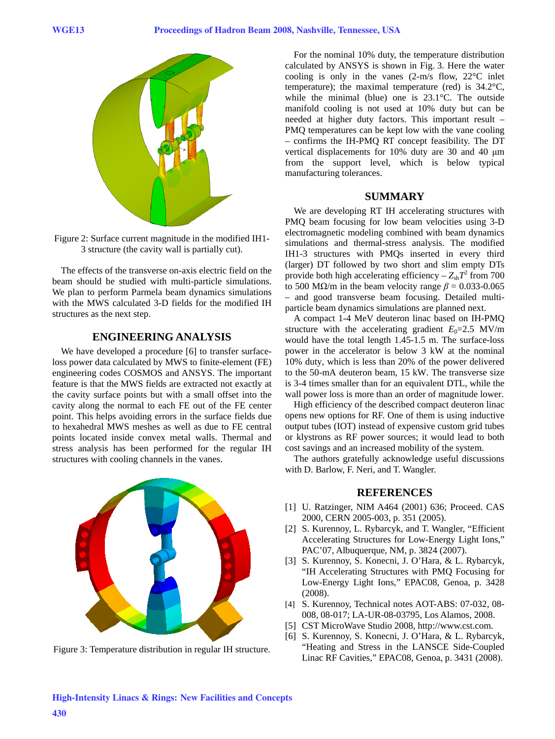Figure 2: Surface current magnitude in the modified IH1-3 structure (the cavity wall is partially cut).

The effects of the transverse on-axis electric field on the beam should be studied with multi-particle simulations. We plan to perform Parmela beam dynamics simulations with the MWS calculated 3-D fields for the modified IH structures as the next step.

## ENGINEERING ANALYSIS

We have developed a procedure [6] to transfer surface-loss power data calculated by MWS to finite-element (FE) engineering codes COSMOS and ANSYS. The important feature is that the MWS fields are extracted not exactly at the cavity surface points but with a small offset into the cavity along the normal to each FE out of the FE center point. This helps avoiding errors in the surface fields due to hexahedral MWS meshes as well as due to FE central points located inside convex metal walls. Thermal and stress analysis has been performed for the regular IH structures with cooling channels in the vanes.

Figure 3: Temperature distribution in regular IH structure.

For the nominal 10% duty, the temperature distribution calculated by ANSYS is shown in Fig. 3. Here the water cooling is only in the vanes (2-m/s flow, 22°C inlet temperature); the maximal temperature (red) is 34.2°C, while the minimal (blue) one is 23.1°C. The outside manifold cooling is not used at 10% duty but can be needed at higher duty factors. This important result – PMQ temperatures can be kept low with the vane cooling – confirms the IH-PMQ RT concept feasibility. The DT vertical displacements for 10% duty are 30 and 40 μm from the support level, which is below typical manufacturing tolerances.

## SUMMARY

We are developing RT IH accelerating structures with PMQ beam focusing for low beam velocities using 3-D electromagnetic modeling combined with beam dynamics simulations and thermal-stress analysis. The modified IH1-3 structures with PMQs inserted in every third (larger) DT followed by two short and slim empty DTs provide both high accelerating efficiency – $Z_{sh}T^2$ from 700 to 500 MΩ/m in the beam velocity range $\beta$ = 0.033-0.065 – and good transverse beam focusing. Detailed multi-particle beam dynamics simulations are planned next.

A compact 1-4 MeV deuteron linac based on IH-PMQ structure with the accelerating gradient $E_0$=2.5 MV/m would have the total length 1.45-1.5 m. The surface-loss power in the accelerator is below 3 kW at the nominal 10% duty, which is less than 20% of the power delivered to the 50-mA deuteron beam, 15 kW. The transverse size is 3-4 times smaller than for an equivalent DTL, while the wall power loss is more than an order of magnitude lower.

High efficiency of the described compact deuteron linac opens new options for RF. One of them is using inductive output tubes (IOT) instead of expensive custom grid tubes or klystrons as RF power sources; it would lead to both cost savings and an increased mobility of the system.

The authors gratefully acknowledge useful discussions with D. Barlow, F. Neri, and T. Wangler.

## REFERENCES

[1] U. Ratzinger, NIM A464 (2001) 636; Proceed. CAS 2000, CERN 2005-003, p. 351 (2005).

[2] S. Kurennoy, L. Rybarcyk, and T. Wangler, "Efficient Accelerating Structures for Low-Energy Light Ions," PAC'07, Albuquerque, NM, p. 3824 (2007).

[3] S. Kurennoy, S. Konecni, J. O'Hara, & L. Rybarcyk, "IH Accelerating Structures with PMQ Focusing for Low-Energy Light Ions," EPAC08, Genoa, p. 3428 (2008).

[4] S. Kurennoy, Technical notes AOT-ABS: 07-032, 08-008, 08-017; LA-UR-08-03795, Los Alamos, 2008.

[5] CST MicroWave Studio 2008, http://www.cst.com.

[6] S. Kurennoy, S. Konecni, J. O'Hara, & L. Rybarcyk, "Heating and Stress in the LANSCE Side-Coupled Linac RF Cavities," EPAC08, Genoa, p. 3431 (2008).